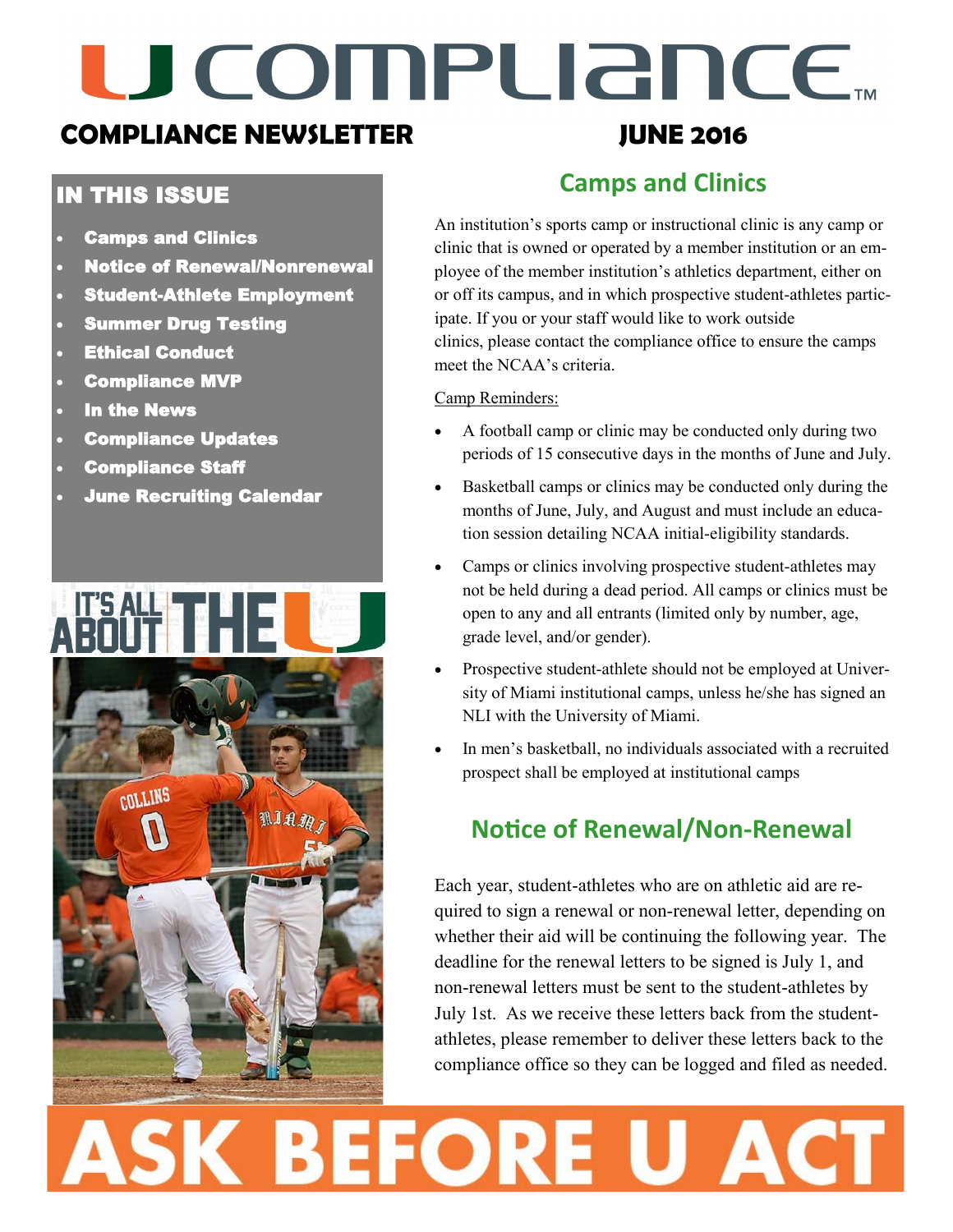# U COMPLIANCE™

## COMPLIANCE NEWSLETTER — JUNE 2016

### IN THIS ISSUE

- **Camps and Clinics**
- **Notice of Renewal/Nonrenewal**
- **Student-Athlete Employment**
- **Summer Drug Testing**
- **Ethical Conduct**
- **Compliance MVP**
- **In the News**
- **Compliance Updates**
- **Compliance Staff**
- **June Recruiting Calendar**

IT'S ALL ABOUT THE U

## Camps and Clinics

An institution's sports camp or instructional clinic is any camp or clinic that is owned or operated by a member institution or an employee of the member institution's athletics department, either on or off its campus, and in which prospective student-athletes participate. If you or your staff would like to work outside clinics, please contact the compliance office to ensure the camps meet the NCAA's criteria.

Camp Reminders:

- A football camp or clinic may be conducted only during two periods of 15 consecutive days in the months of June and July.
- Basketball camps or clinics may be conducted only during the months of June, July, and August and must include an education session detailing NCAA initial-eligibility standards.
- Camps or clinics involving prospective student-athletes may not be held during a dead period. All camps or clinics must be open to any and all entrants (limited only by number, age, grade level, and/or gender).
- Prospective student-athlete should not be employed at University of Miami institutional camps, unless he/she has signed an NLI with the University of Miami.
- In men's basketball, no individuals associated with a recruited prospect shall be employed at institutional camps

## Notice of Renewal/Non-Renewal

Each year, student-athletes who are on athletic aid are required to sign a renewal or non-renewal letter, depending on whether their aid will be continuing the following year. The deadline for the renewal letters to be signed is July 1, and non-renewal letters must be sent to the student-athletes by July 1st. As we receive these letters back from the student-athletes, please remember to deliver these letters back to the compliance office so they can be logged and filed as needed.

**ASK BEFORE U ACT**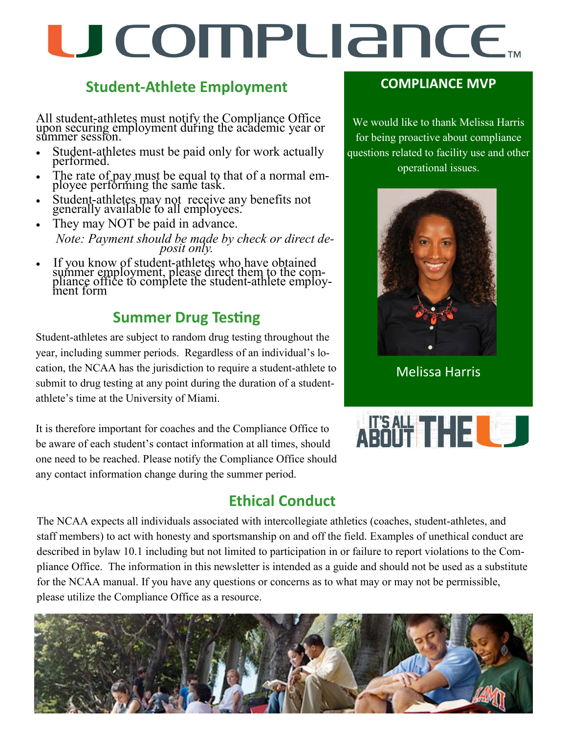# U COMPLIANCE™

## Student-Athlete Employment

All student-athletes must notify the Compliance Office upon securing employment during the academic year or summer session.

- Student-athletes must be paid only for work actually performed.
- The rate of pay must be equal to that of a normal employee performing the same task.
- Student-athletes may not receive any benefits not generally available to all employees.
- They may NOT be paid in advance.

  *Note: Payment should be made by check or direct deposit only.*
- If you know of student-athletes who have obtained summer employment, please direct them to the compliance office to complete the student-athlete employment form

## Summer Drug Testing

Student-athletes are subject to random drug testing throughout the year, including summer periods. Regardless of an individual's location, the NCAA has the jurisdiction to require a student-athlete to submit to drug testing at any point during the duration of a student-athlete's time at the University of Miami.

It is therefore important for coaches and the Compliance Office to be aware of each student's contact information at all times, should one need to be reached. Please notify the Compliance Office should any contact information change during the summer period.

## COMPLIANCE MVP

We would like to thank Melissa Harris for being proactive about compliance questions related to facility use and other operational issues.

Melissa Harris

IT'S ALL ABOUT THE U

## Ethical Conduct

The NCAA expects all individuals associated with intercollegiate athletics (coaches, student-athletes, and staff members) to act with honesty and sportsmanship on and off the field. Examples of unethical conduct are described in bylaw 10.1 including but not limited to participation in or failure to report violations to the Compliance Office. The information in this newsletter is intended as a guide and should not be used as a substitute for the NCAA manual. If you have any questions or concerns as to what may or may not be permissible, please utilize the Compliance Office as a resource.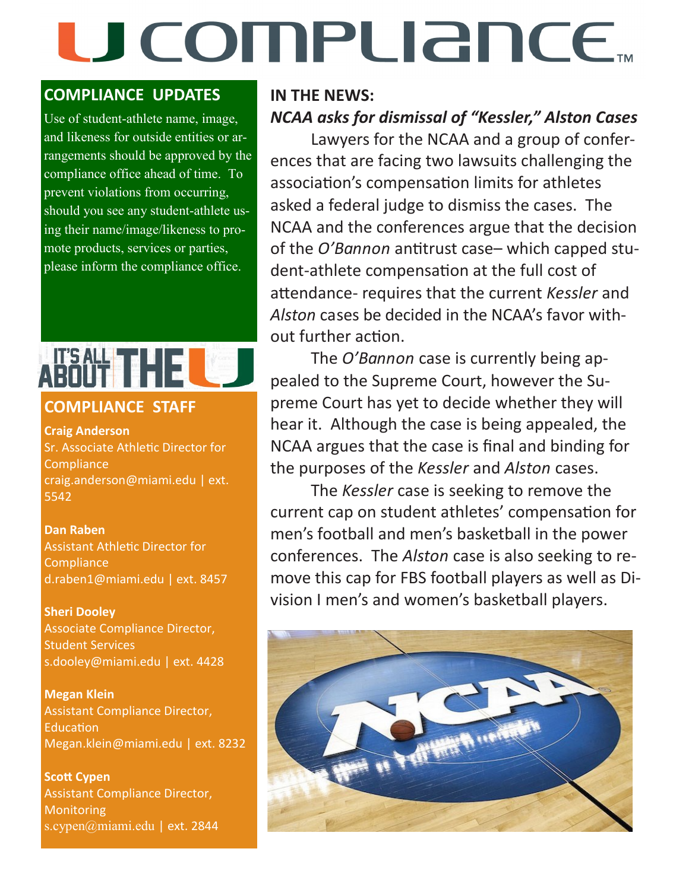# U COMPLIANCE™

## COMPLIANCE UPDATES

Use of student-athlete name, image, and likeness for outside entities or arrangements should be approved by the compliance office ahead of time. To prevent violations from occurring, should you see any student-athlete using their name/image/likeness to promote products, services or parties, please inform the compliance office.

IT'S ALL ABOUT THE U

## COMPLIANCE STAFF

**Craig Anderson**
Sr. Associate Athletic Director for Compliance
craig.anderson@miami.edu | ext. 5542

**Dan Raben**
Assistant Athletic Director for Compliance
d.raben1@miami.edu | ext. 8457

**Sheri Dooley**
Associate Compliance Director, Student Services
s.dooley@miami.edu | ext. 4428

**Megan Klein**
Assistant Compliance Director, Education
Megan.klein@miami.edu | ext. 8232

**Scott Cypen**
Assistant Compliance Director, Monitoring
s.cypen@miami.edu | ext. 2844

## IN THE NEWS:

### *NCAA asks for dismissal of "Kessler," Alston Cases*

Lawyers for the NCAA and a group of conferences that are facing two lawsuits challenging the association's compensation limits for athletes asked a federal judge to dismiss the cases. The NCAA and the conferences argue that the decision of the *O'Bannon* antitrust case– which capped student-athlete compensation at the full cost of attendance- requires that the current *Kessler* and *Alston* cases be decided in the NCAA's favor without further action.

The *O'Bannon* case is currently being appealed to the Supreme Court, however the Supreme Court has yet to decide whether they will hear it. Although the case is being appealed, the NCAA argues that the case is final and binding for the purposes of the *Kessler* and *Alston* cases.

The *Kessler* case is seeking to remove the current cap on student athletes' compensation for men's football and men's basketball in the power conferences. The *Alston* case is also seeking to remove this cap for FBS football players as well as Division I men's and women's basketball players.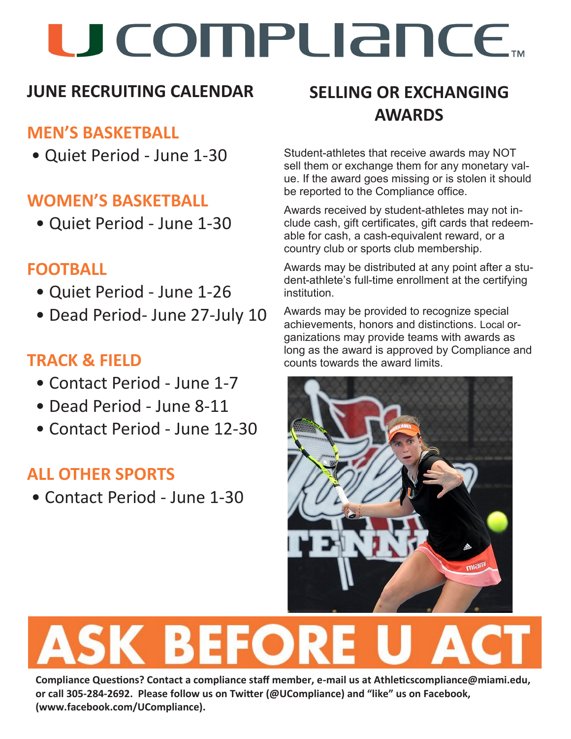# U COMPLIANCE™

## JUNE RECRUITING CALENDAR

### MEN'S BASKETBALL

- Quiet Period - June 1-30

### WOMEN'S BASKETBALL

- Quiet Period - June 1-30

### FOOTBALL

- Quiet Period - June 1-26
- Dead Period- June 27-July 10

### TRACK & FIELD

- Contact Period - June 1-7
- Dead Period - June 8-11
- Contact Period - June 12-30

### ALL OTHER SPORTS

- Contact Period - June 1-30

## SELLING OR EXCHANGING AWARDS

Student-athletes that receive awards may NOT sell them or exchange them for any monetary value. If the award goes missing or is stolen it should be reported to the Compliance office.

Awards received by student-athletes may not include cash, gift certificates, gift cards that redeemable for cash, a cash-equivalent reward, or a country club or sports club membership.

Awards may be distributed at any point after a student-athlete's full-time enrollment at the certifying institution.

Awards may be provided to recognize special achievements, honors and distinctions. Local organizations may provide teams with awards as long as the award is approved by Compliance and counts towards the award limits.

# ASK BEFORE U ACT

**Compliance Questions? Contact a compliance staff member, e-mail us at Athleticscompliance@miami.edu, or call 305-284-2692. Please follow us on Twitter (@UCompliance) and "like" us on Facebook, (www.facebook.com/UCompliance).**